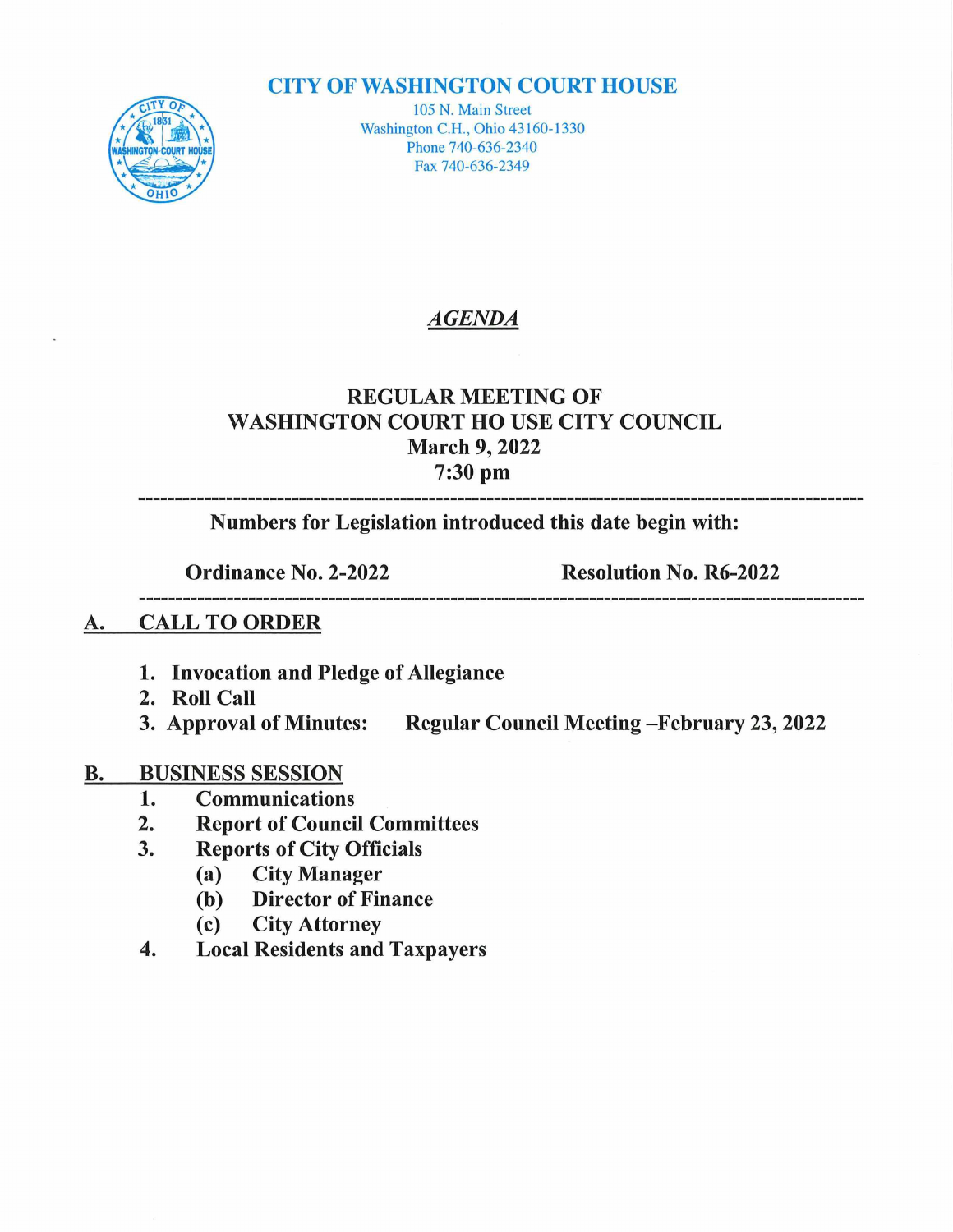# CITY OF WASHINGTON COURT HOUSE

105 N. Main Street
Washington C.H., Ohio 43160-1330
Phone 740-636-2340
Fax 740-636-2349

## *AGENDA*

## REGULAR MEETING OF WASHINGTON COURT HO USE CITY COUNCIL
## March 9, 2022
## 7:30 pm

---

**Numbers for Legislation introduced this date begin with:**

**Ordinance No. 2-2022** | **Resolution No. R6-2022**

---

## A. CALL TO ORDER

1. **Invocation and Pledge of Allegiance**
2. **Roll Call**
3. **Approval of Minutes: Regular Council Meeting –February 23, 2022**

## B. BUSINESS SESSION

1. **Communications**
2. **Report of Council Committees**
3. **Reports of City Officials**
   - **(a) City Manager**
   - **(b) Director of Finance**
   - **(c) City Attorney**
4. **Local Residents and Taxpayers**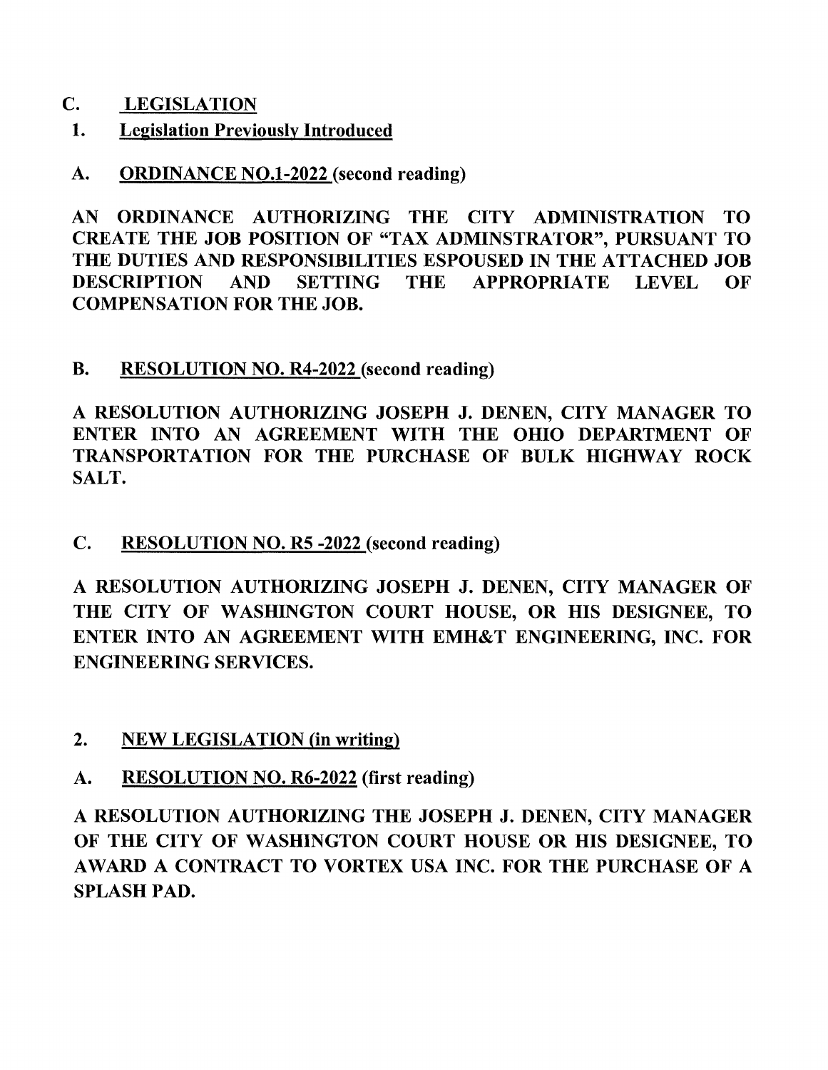## C. LEGISLATION

### 1. Legislation Previously Introduced

**A. ORDINANCE NO.1-2022 (second reading)**

**AN ORDINANCE AUTHORIZING THE CITY ADMINISTRATION TO CREATE THE JOB POSITION OF "TAX ADMINSTRATOR", PURSUANT TO THE DUTIES AND RESPONSIBILITIES ESPOUSED IN THE ATTACHED JOB DESCRIPTION AND SETTING THE APPROPRIATE LEVEL OF COMPENSATION FOR THE JOB.**

**B. RESOLUTION NO. R4-2022 (second reading)**

**A RESOLUTION AUTHORIZING JOSEPH J. DENEN, CITY MANAGER TO ENTER INTO AN AGREEMENT WITH THE OHIO DEPARTMENT OF TRANSPORTATION FOR THE PURCHASE OF BULK HIGHWAY ROCK SALT.**

**C. RESOLUTION NO. R5 -2022 (second reading)**

**A RESOLUTION AUTHORIZING JOSEPH J. DENEN, CITY MANAGER OF THE CITY OF WASHINGTON COURT HOUSE, OR HIS DESIGNEE, TO ENTER INTO AN AGREEMENT WITH EMH&T ENGINEERING, INC. FOR ENGINEERING SERVICES.**

### 2. NEW LEGISLATION (in writing)

**A. RESOLUTION NO. R6-2022 (first reading)**

**A RESOLUTION AUTHORIZING THE JOSEPH J. DENEN, CITY MANAGER OF THE CITY OF WASHINGTON COURT HOUSE OR HIS DESIGNEE, TO AWARD A CONTRACT TO VORTEX USA INC. FOR THE PURCHASE OF A SPLASH PAD.**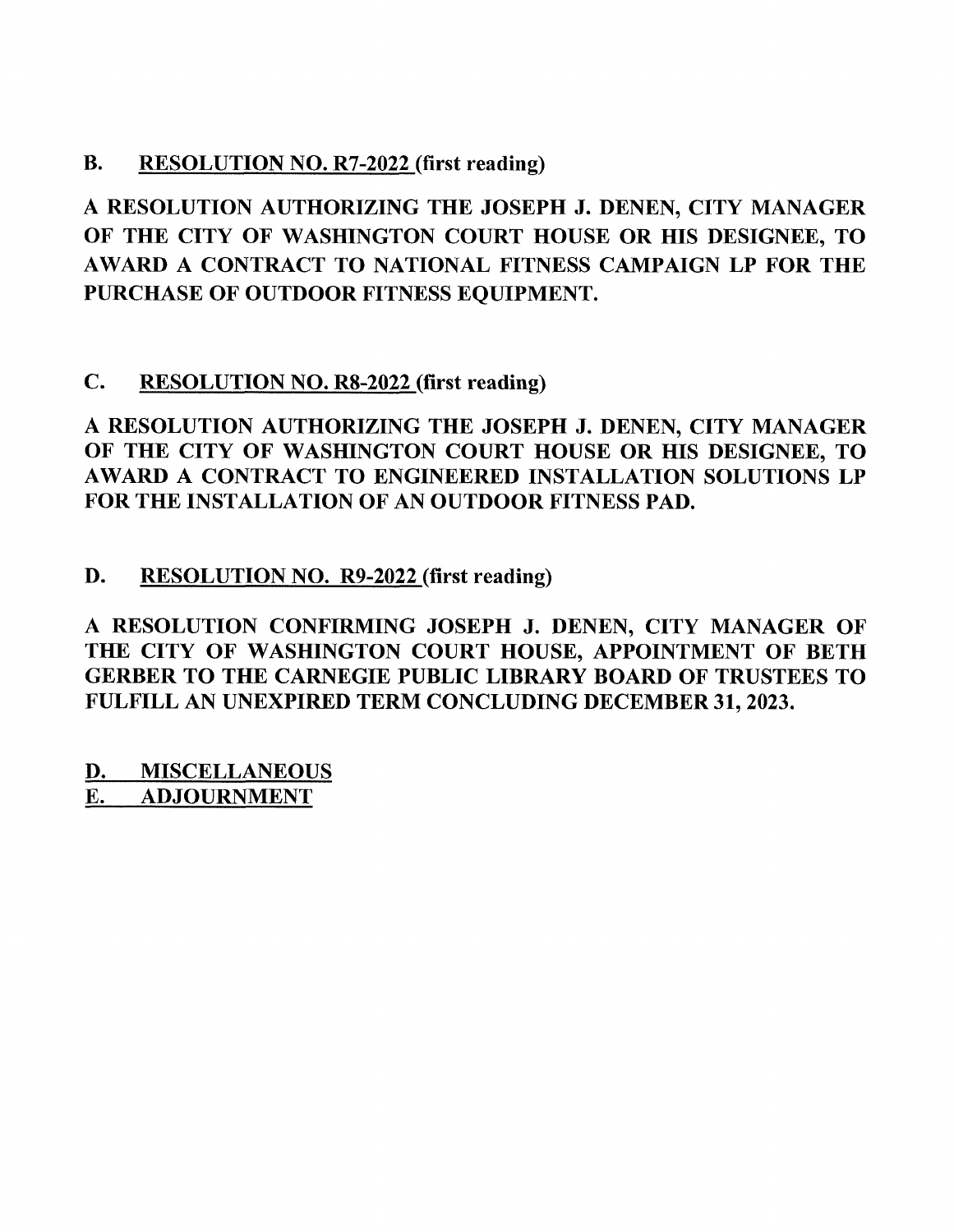**B. <u>RESOLUTION NO. R7-2022</u> (first reading)**

**A RESOLUTION AUTHORIZING THE JOSEPH J. DENEN, CITY MANAGER OF THE CITY OF WASHINGTON COURT HOUSE OR HIS DESIGNEE, TO AWARD A CONTRACT TO NATIONAL FITNESS CAMPAIGN LP FOR THE PURCHASE OF OUTDOOR FITNESS EQUIPMENT.**

**C. <u>RESOLUTION NO. R8-2022</u> (first reading)**

**A RESOLUTION AUTHORIZING THE JOSEPH J. DENEN, CITY MANAGER OF THE CITY OF WASHINGTON COURT HOUSE OR HIS DESIGNEE, TO AWARD A CONTRACT TO ENGINEERED INSTALLATION SOLUTIONS LP FOR THE INSTALLATION OF AN OUTDOOR FITNESS PAD.**

**D. <u>RESOLUTION NO. R9-2022</u> (first reading)**

**A RESOLUTION CONFIRMING JOSEPH J. DENEN, CITY MANAGER OF THE CITY OF WASHINGTON COURT HOUSE, APPOINTMENT OF BETH GERBER TO THE CARNEGIE PUBLIC LIBRARY BOARD OF TRUSTEES TO FULFILL AN UNEXPIRED TERM CONCLUDING DECEMBER 31, 2023.**

<u>D. MISCELLANEOUS</u>

<u>E. ADJOURNMENT</u>